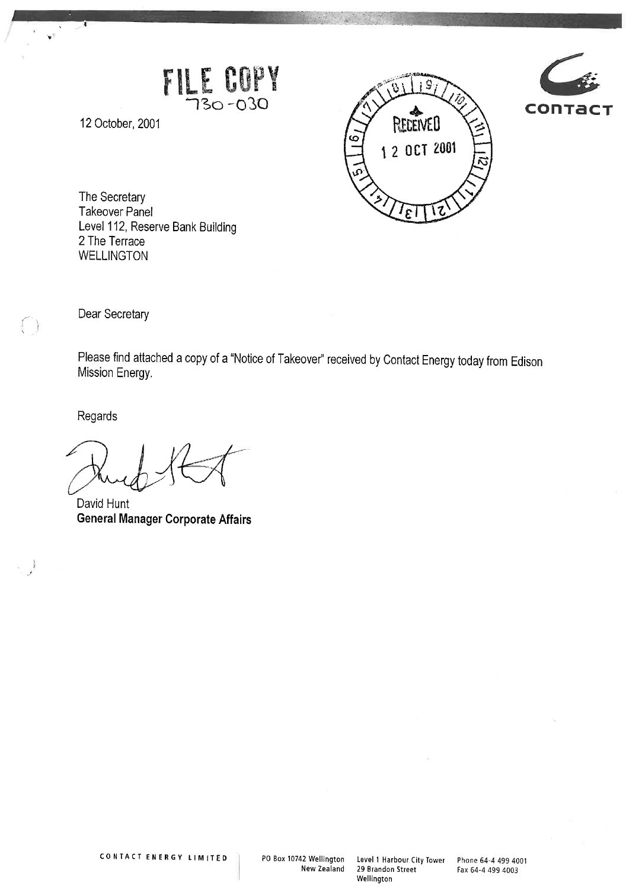**FILE COPY**
730-030

12 October, 2001

RECEIVED
12 OCT 2001

contact

The Secretary
Takeover Panel
Level 112, Reserve Bank Building
2 The Terrace
WELLINGTON

Dear Secretary

Please find attached a copy of a "Notice of Takeover" received by Contact Energy today from Edison Mission Energy.

Regards

David Hunt
**General Manager Corporate Affairs**

CONTACT ENERGY LIMITED | PO Box 10742 Wellington New Zealand | Level 1 Harbour City Tower 29 Brandon Street Wellington | Phone 64-4 499 4001 Fax 64-4 499 4003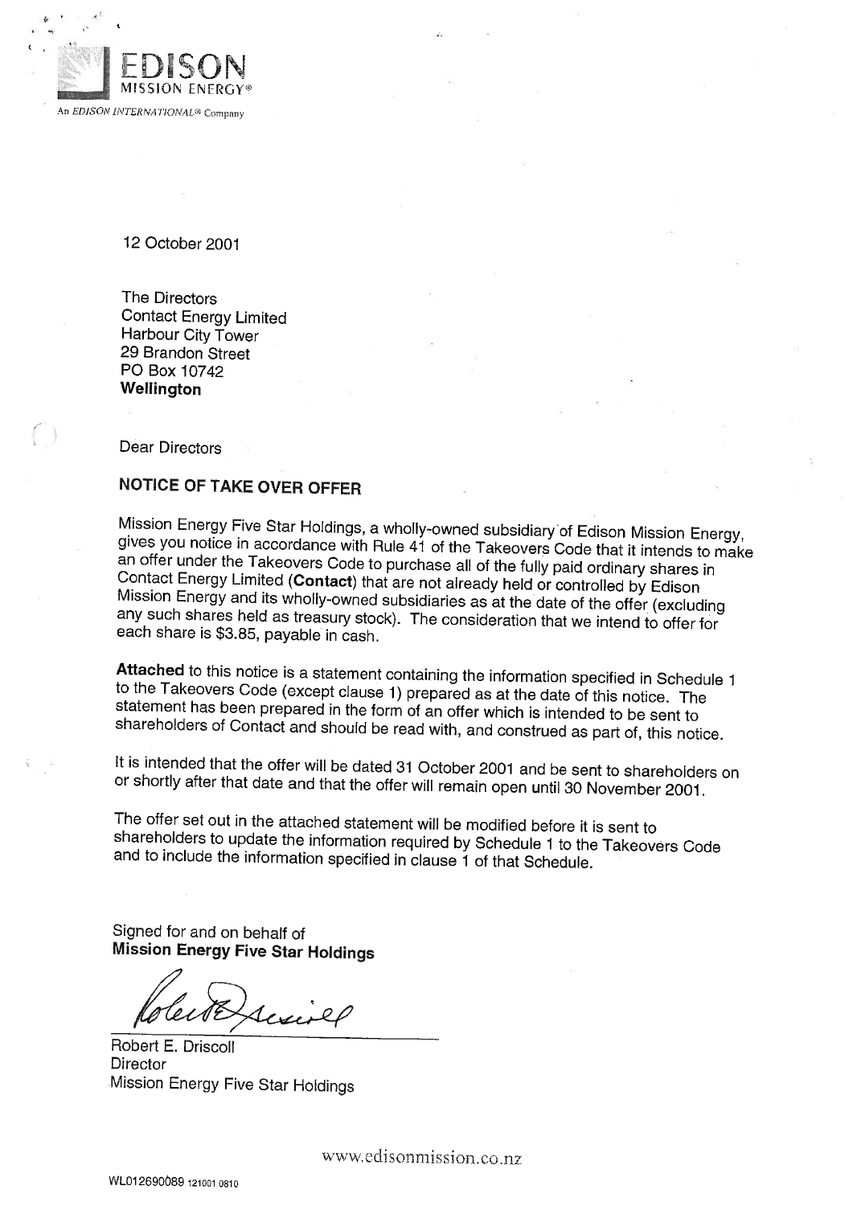EDISON
MISSION ENERGY®

An *EDISON INTERNATIONAL®* Company

12 October 2001

The Directors
Contact Energy Limited
Harbour City Tower
29 Brandon Street
PO Box 10742
**Wellington**

Dear Directors

**NOTICE OF TAKE OVER OFFER**

Mission Energy Five Star Holdings, a wholly-owned subsidiary of Edison Mission Energy, gives you notice in accordance with Rule 41 of the Takeovers Code that it intends to make an offer under the Takeovers Code to purchase all of the fully paid ordinary shares in Contact Energy Limited (**Contact**) that are not already held or controlled by Edison Mission Energy and its wholly-owned subsidiaries as at the date of the offer (excluding any such shares held as treasury stock). The consideration that we intend to offer for each share is $3.85, payable in cash.

**Attached** to this notice is a statement containing the information specified in Schedule 1 to the Takeovers Code (except clause 1) prepared as at the date of this notice. The statement has been prepared in the form of an offer which is intended to be sent to shareholders of Contact and should be read with, and construed as part of, this notice.

It is intended that the offer will be dated 31 October 2001 and be sent to shareholders on or shortly after that date and that the offer will remain open until 30 November 2001.

The offer set out in the attached statement will be modified before it is sent to shareholders to update the information required by Schedule 1 to the Takeovers Code and to include the information specified in clause 1 of that Schedule.

Signed for and on behalf of
**Mission Energy Five Star Holdings**

Robert E. Driscoll
Director
Mission Energy Five Star Holdings

www.edisonmission.co.nz

WL012690089 121001 0810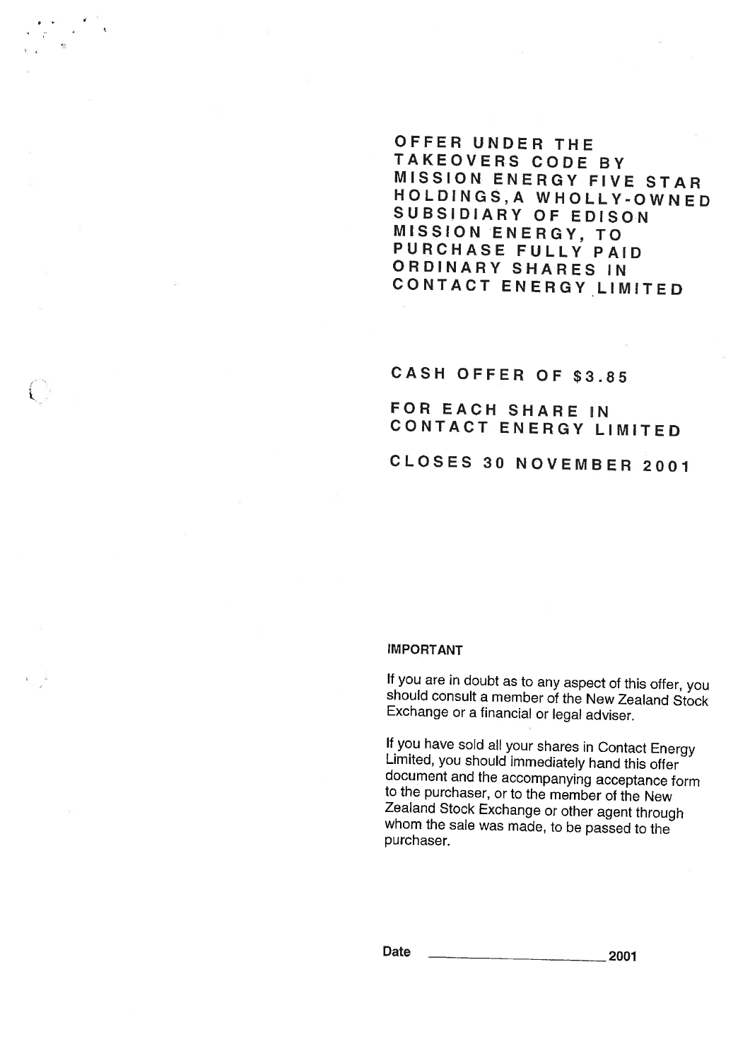# OFFER UNDER THE TAKEOVERS CODE BY MISSION ENERGY FIVE STAR HOLDINGS, A WHOLLY-OWNED SUBSIDIARY OF EDISON MISSION ENERGY, TO PURCHASE FULLY PAID ORDINARY SHARES IN CONTACT ENERGY LIMITED

## CASH OFFER OF $3.85

## FOR EACH SHARE IN CONTACT ENERGY LIMITED

## CLOSES 30 NOVEMBER 2001

**IMPORTANT**

If you are in doubt as to any aspect of this offer, you should consult a member of the New Zealand Stock Exchange or a financial or legal adviser.

If you have sold all your shares in Contact Energy Limited, you should immediately hand this offer document and the accompanying acceptance form to the purchaser, or to the member of the New Zealand Stock Exchange or other agent through whom the sale was made, to be passed to the purchaser.

**Date** ______________________ **2001**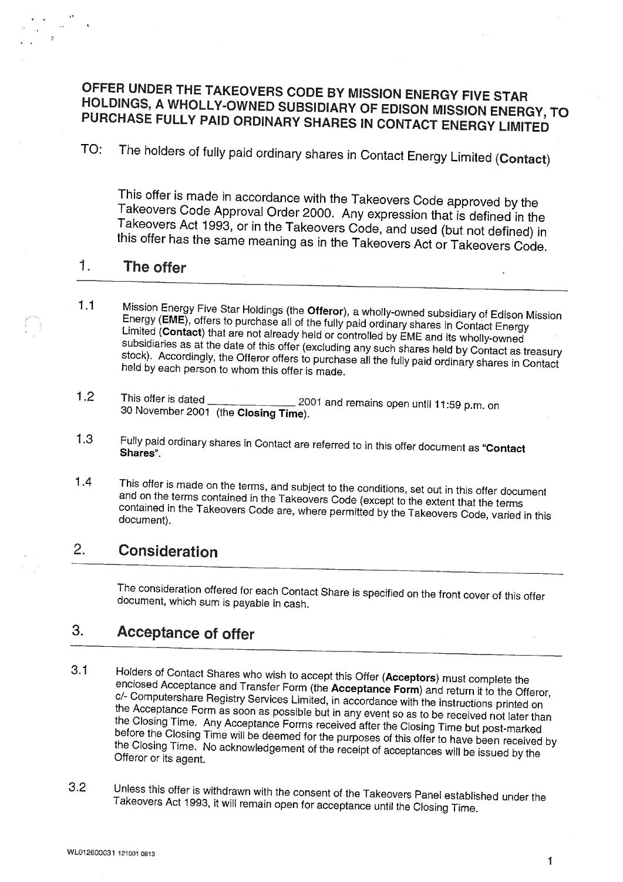# OFFER UNDER THE TAKEOVERS CODE BY MISSION ENERGY FIVE STAR HOLDINGS, A WHOLLY-OWNED SUBSIDIARY OF EDISON MISSION ENERGY, TO PURCHASE FULLY PAID ORDINARY SHARES IN CONTACT ENERGY LIMITED

TO: The holders of fully paid ordinary shares in Contact Energy Limited (**Contact**)

This offer is made in accordance with the Takeovers Code approved by the Takeovers Code Approval Order 2000. Any expression that is defined in the Takeovers Act 1993, or in the Takeovers Code, and used (but not defined) in this offer has the same meaning as in the Takeovers Act or Takeovers Code.

## 1. The offer

1.1 Mission Energy Five Star Holdings (the **Offeror**), a wholly-owned subsidiary of Edison Mission Energy (**EME**), offers to purchase all of the fully paid ordinary shares in Contact Energy Limited (**Contact**) that are not already held or controlled by EME and its wholly-owned subsidiaries as at the date of this offer (excluding any such shares held by Contact as treasury stock). Accordingly, the Offeror offers to purchase all the fully paid ordinary shares in Contact held by each person to whom this offer is made.

1.2 This offer is dated _______________ 2001 and remains open until 11:59 p.m. on 30 November 2001 (the **Closing Time**).

1.3 Fully paid ordinary shares in Contact are referred to in this offer document as **"Contact Shares"**.

1.4 This offer is made on the terms, and subject to the conditions, set out in this offer document and on the terms contained in the Takeovers Code (except to the extent that the terms contained in the Takeovers Code are, where permitted by the Takeovers Code, varied in this document).

## 2. Consideration

The consideration offered for each Contact Share is specified on the front cover of this offer document, which sum is payable in cash.

## 3. Acceptance of offer

3.1 Holders of Contact Shares who wish to accept this Offer (**Acceptors**) must complete the enclosed Acceptance and Transfer Form (the **Acceptance Form**) and return it to the Offeror, c/- Computershare Registry Services Limited, in accordance with the instructions printed on the Acceptance Form as soon as possible but in any event so as to be received not later than the Closing Time. Any Acceptance Forms received after the Closing Time but post-marked before the Closing Time will be deemed for the purposes of this offer to have been received by the Closing Time. No acknowledgement of the receipt of acceptances will be issued by the Offeror or its agent.

3.2 Unless this offer is withdrawn with the consent of the Takeovers Panel established under the Takeovers Act 1993, it will remain open for acceptance until the Closing Time.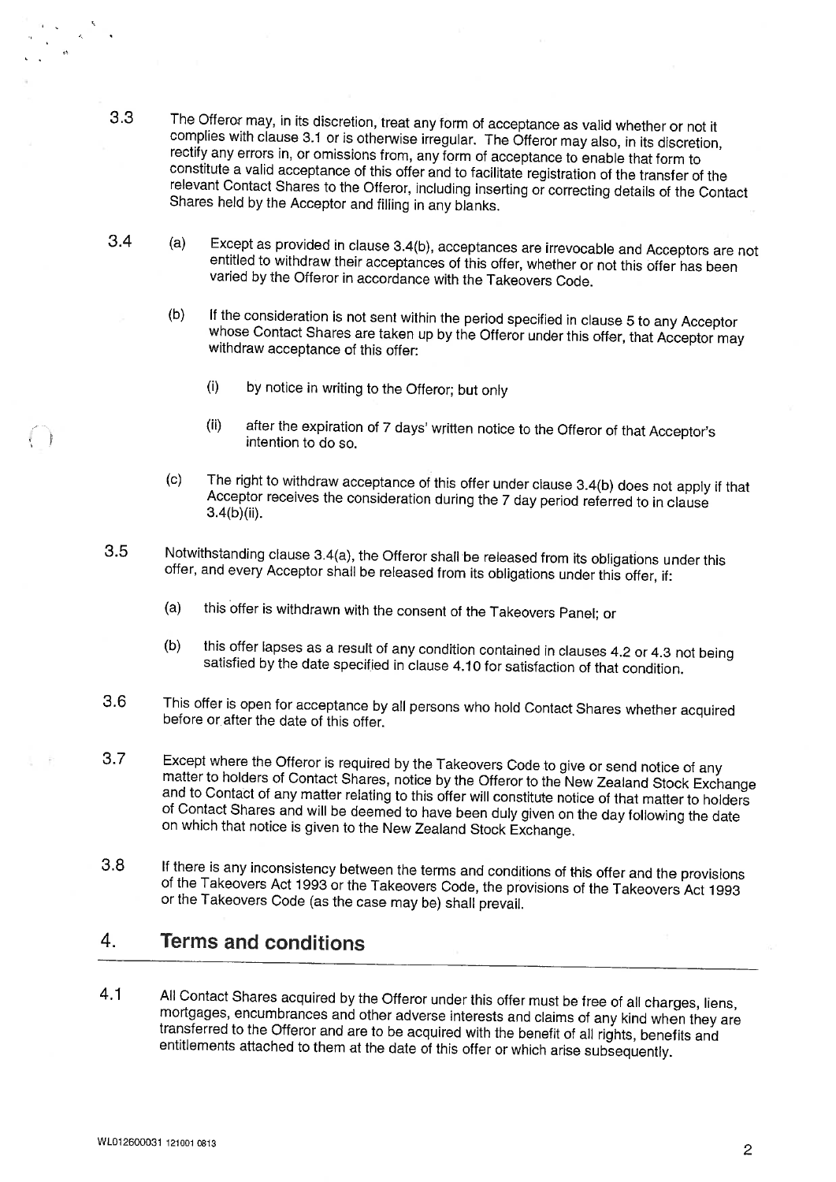3.3 The Offeror may, in its discretion, treat any form of acceptance as valid whether or not it complies with clause 3.1 or is otherwise irregular. The Offeror may also, in its discretion, rectify any errors in, or omissions from, any form of acceptance to enable that form to constitute a valid acceptance of this offer and to facilitate registration of the transfer of the relevant Contact Shares to the Offeror, including inserting or correcting details of the Contact Shares held by the Acceptor and filling in any blanks.

3.4 (a) Except as provided in clause 3.4(b), acceptances are irrevocable and Acceptors are not entitled to withdraw their acceptances of this offer, whether or not this offer has been varied by the Offeror in accordance with the Takeovers Code.

(b) If the consideration is not sent within the period specified in clause 5 to any Acceptor whose Contact Shares are taken up by the Offeror under this offer, that Acceptor may withdraw acceptance of this offer:

(i) by notice in writing to the Offeror; but only

(ii) after the expiration of 7 days' written notice to the Offeror of that Acceptor's intention to do so.

(c) The right to withdraw acceptance of this offer under clause 3.4(b) does not apply if that Acceptor receives the consideration during the 7 day period referred to in clause 3.4(b)(ii).

3.5 Notwithstanding clause 3.4(a), the Offeror shall be released from its obligations under this offer, and every Acceptor shall be released from its obligations under this offer, if:

(a) this offer is withdrawn with the consent of the Takeovers Panel; or

(b) this offer lapses as a result of any condition contained in clauses 4.2 or 4.3 not being satisfied by the date specified in clause 4.10 for satisfaction of that condition.

3.6 This offer is open for acceptance by all persons who hold Contact Shares whether acquired before or after the date of this offer.

3.7 Except where the Offeror is required by the Takeovers Code to give or send notice of any matter to holders of Contact Shares, notice by the Offeror to the New Zealand Stock Exchange and to Contact of any matter relating to this offer will constitute notice of that matter to holders of Contact Shares and will be deemed to have been duly given on the day following the date on which that notice is given to the New Zealand Stock Exchange.

3.8 If there is any inconsistency between the terms and conditions of this offer and the provisions of the Takeovers Act 1993 or the Takeovers Code, the provisions of the Takeovers Act 1993 or the Takeovers Code (as the case may be) shall prevail.

## 4. Terms and conditions

4.1 All Contact Shares acquired by the Offeror under this offer must be free of all charges, liens, mortgages, encumbrances and other adverse interests and claims of any kind when they are transferred to the Offeror and are to be acquired with the benefit of all rights, benefits and entitlements attached to them at the date of this offer or which arise subsequently.

WL012600031 121001 0813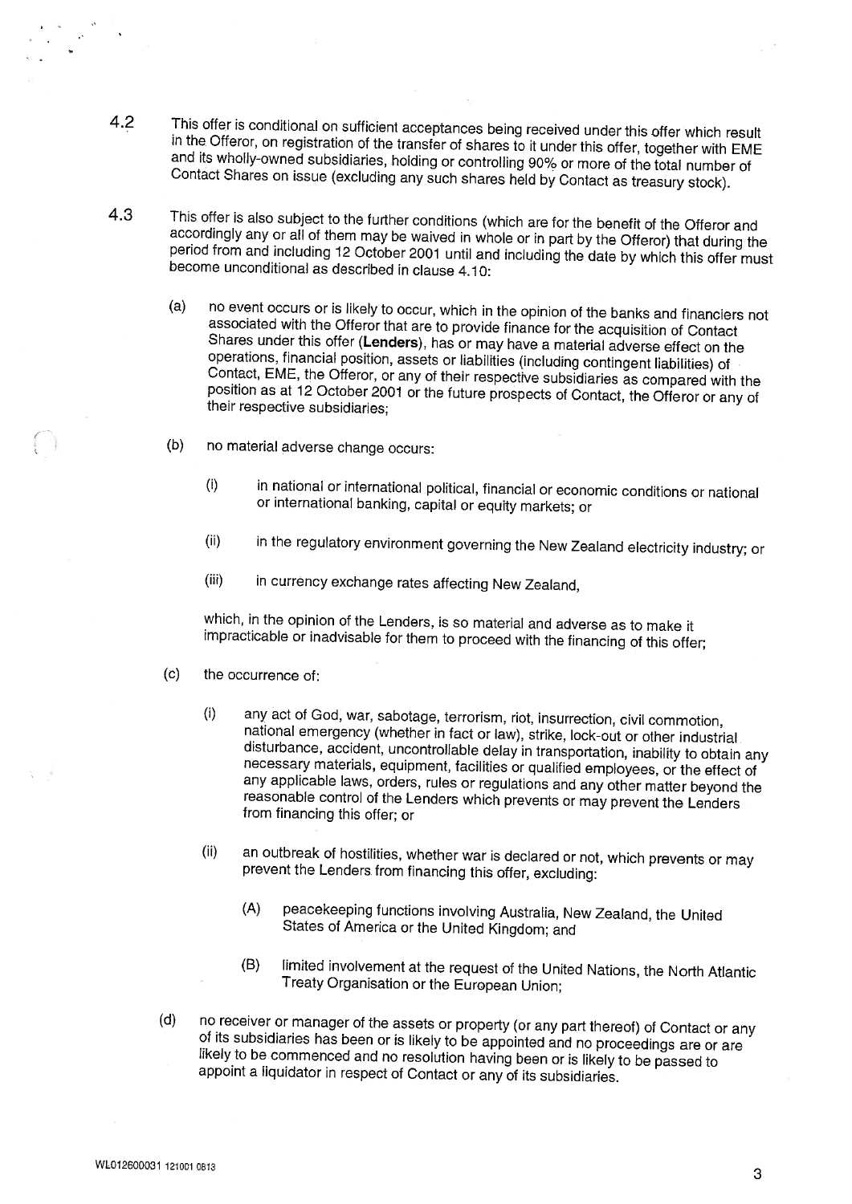4.2 This offer is conditional on sufficient acceptances being received under this offer which result in the Offeror, on registration of the transfer of shares to it under this offer, together with EME and its wholly-owned subsidiaries, holding or controlling 90% or more of the total number of Contact Shares on issue (excluding any such shares held by Contact as treasury stock).

4.3 This offer is also subject to the further conditions (which are for the benefit of the Offeror and accordingly any or all of them may be waived in whole or in part by the Offeror) that during the period from and including 12 October 2001 until and including the date by which this offer must become unconditional as described in clause 4.10:

(a) no event occurs or is likely to occur, which in the opinion of the banks and financiers not associated with the Offeror that are to provide finance for the acquisition of Contact Shares under this offer (**Lenders**), has or may have a material adverse effect on the operations, financial position, assets or liabilities (including contingent liabilities) of Contact, EME, the Offeror, or any of their respective subsidiaries as compared with the position as at 12 October 2001 or the future prospects of Contact, the Offeror or any of their respective subsidiaries;

(b) no material adverse change occurs:

(i) in national or international political, financial or economic conditions or national or international banking, capital or equity markets; or

(ii) in the regulatory environment governing the New Zealand electricity industry; or

(iii) in currency exchange rates affecting New Zealand,

which, in the opinion of the Lenders, is so material and adverse as to make it impracticable or inadvisable for them to proceed with the financing of this offer;

(c) the occurrence of:

(i) any act of God, war, sabotage, terrorism, riot, insurrection, civil commotion, national emergency (whether in fact or law), strike, lock-out or other industrial disturbance, accident, uncontrollable delay in transportation, inability to obtain any necessary materials, equipment, facilities or qualified employees, or the effect of any applicable laws, orders, rules or regulations and any other matter beyond the reasonable control of the Lenders which prevents or may prevent the Lenders from financing this offer; or

(ii) an outbreak of hostilities, whether war is declared or not, which prevents or may prevent the Lenders from financing this offer, excluding:

(A) peacekeeping functions involving Australia, New Zealand, the United States of America or the United Kingdom; and

(B) limited involvement at the request of the United Nations, the North Atlantic Treaty Organisation or the European Union;

(d) no receiver or manager of the assets or property (or any part thereof) of Contact or any of its subsidiaries has been or is likely to be appointed and no proceedings are or are likely to be commenced and no resolution having been or is likely to be passed to appoint a liquidator in respect of Contact or any of its subsidiaries.

WL012600031 121001 0813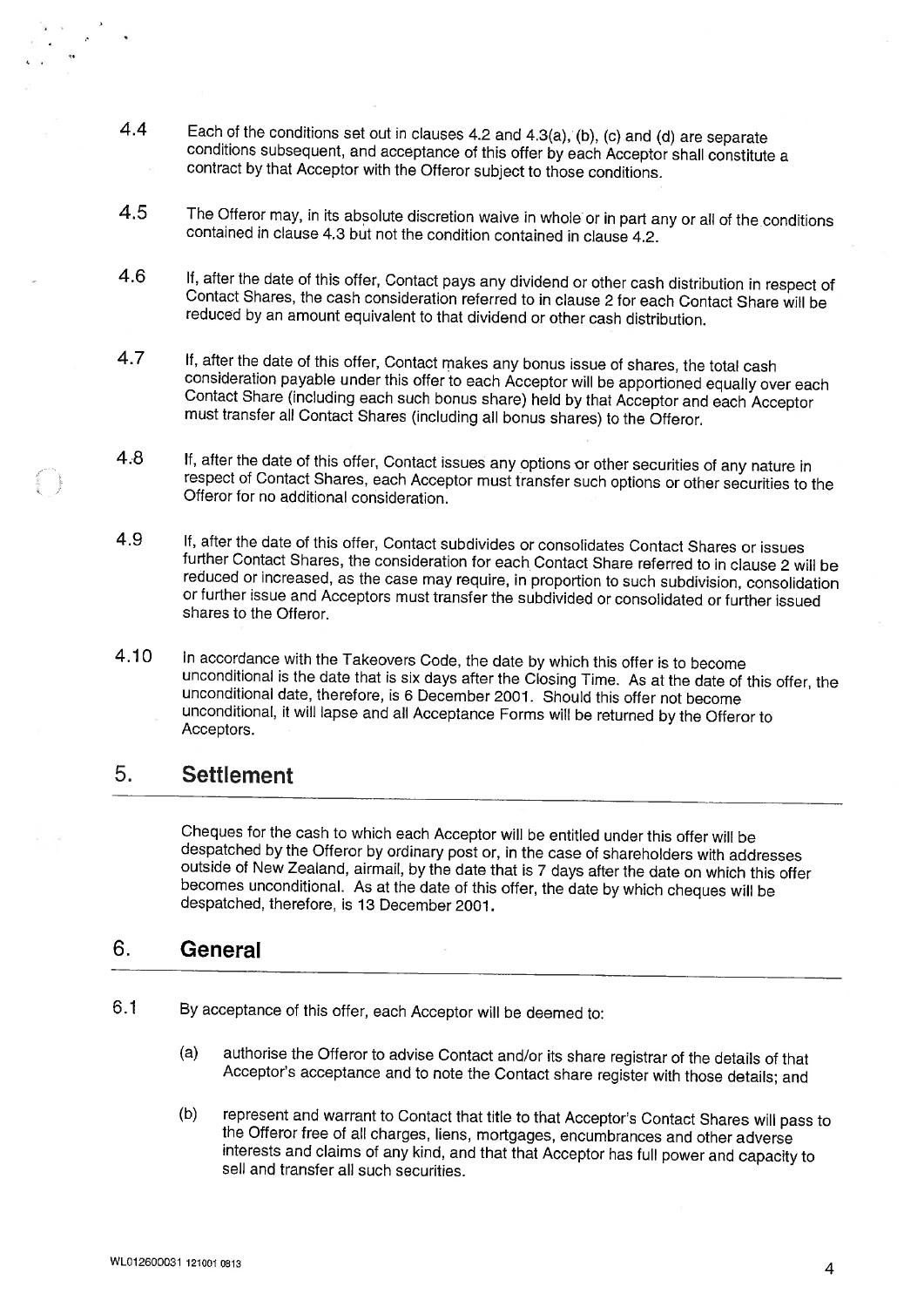4.4 Each of the conditions set out in clauses 4.2 and 4.3(a), (b), (c) and (d) are separate conditions subsequent, and acceptance of this offer by each Acceptor shall constitute a contract by that Acceptor with the Offeror subject to those conditions.

4.5 The Offeror may, in its absolute discretion waive in whole or in part any or all of the conditions contained in clause 4.3 but not the condition contained in clause 4.2.

4.6 If, after the date of this offer, Contact pays any dividend or other cash distribution in respect of Contact Shares, the cash consideration referred to in clause 2 for each Contact Share will be reduced by an amount equivalent to that dividend or other cash distribution.

4.7 If, after the date of this offer, Contact makes any bonus issue of shares, the total cash consideration payable under this offer to each Acceptor will be apportioned equally over each Contact Share (including each such bonus share) held by that Acceptor and each Acceptor must transfer all Contact Shares (including all bonus shares) to the Offeror.

4.8 If, after the date of this offer, Contact issues any options or other securities of any nature in respect of Contact Shares, each Acceptor must transfer such options or other securities to the Offeror for no additional consideration.

4.9 If, after the date of this offer, Contact subdivides or consolidates Contact Shares or issues further Contact Shares, the consideration for each Contact Share referred to in clause 2 will be reduced or increased, as the case may require, in proportion to such subdivision, consolidation or further issue and Acceptors must transfer the subdivided or consolidated or further issued shares to the Offeror.

4.10 In accordance with the Takeovers Code, the date by which this offer is to become unconditional is the date that is six days after the Closing Time. As at the date of this offer, the unconditional date, therefore, is 6 December 2001. Should this offer not become unconditional, it will lapse and all Acceptance Forms will be returned by the Offeror to Acceptors.

## 5. Settlement

Cheques for the cash to which each Acceptor will be entitled under this offer will be despatched by the Offeror by ordinary post or, in the case of shareholders with addresses outside of New Zealand, airmail, by the date that is 7 days after the date on which this offer becomes unconditional. As at the date of this offer, the date by which cheques will be despatched, therefore, is 13 December 2001.

## 6. General

6.1 By acceptance of this offer, each Acceptor will be deemed to:

(a) authorise the Offeror to advise Contact and/or its share registrar of the details of that Acceptor's acceptance and to note the Contact share register with those details; and

(b) represent and warrant to Contact that title to that Acceptor's Contact Shares will pass to the Offeror free of all charges, liens, mortgages, encumbrances and other adverse interests and claims of any kind, and that that Acceptor has full power and capacity to sell and transfer all such securities.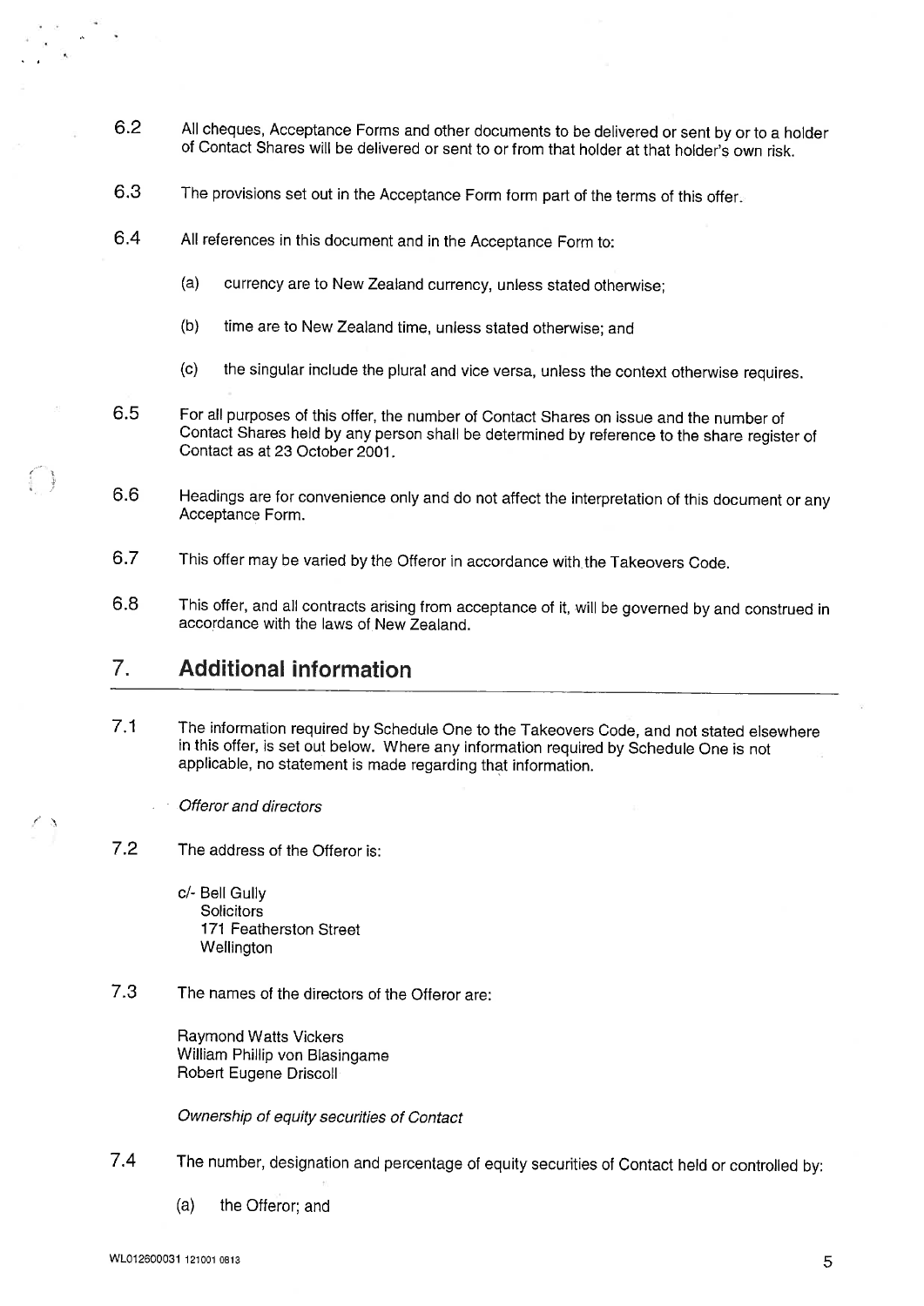6.2 All cheques, Acceptance Forms and other documents to be delivered or sent by or to a holder of Contact Shares will be delivered or sent to or from that holder at that holder's own risk.

6.3 The provisions set out in the Acceptance Form form part of the terms of this offer.

6.4 All references in this document and in the Acceptance Form to:

(a) currency are to New Zealand currency, unless stated otherwise;

(b) time are to New Zealand time, unless stated otherwise; and

(c) the singular include the plural and vice versa, unless the context otherwise requires.

6.5 For all purposes of this offer, the number of Contact Shares on issue and the number of Contact Shares held by any person shall be determined by reference to the share register of Contact as at 23 October 2001.

6.6 Headings are for convenience only and do not affect the interpretation of this document or any Acceptance Form.

6.7 This offer may be varied by the Offeror in accordance with the Takeovers Code.

6.8 This offer, and all contracts arising from acceptance of it, will be governed by and construed in accordance with the laws of New Zealand.

## 7. Additional information

7.1 The information required by Schedule One to the Takeovers Code, and not stated elsewhere in this offer, is set out below. Where any information required by Schedule One is not applicable, no statement is made regarding that information.

*Offeror and directors*

7.2 The address of the Offeror is:

c/- Bell Gully
Solicitors
171 Featherston Street
Wellington

7.3 The names of the directors of the Offeror are:

Raymond Watts Vickers
William Phillip von Blasingame
Robert Eugene Driscoll

*Ownership of equity securities of Contact*

7.4 The number, designation and percentage of equity securities of Contact held or controlled by:

(a) the Offeror; and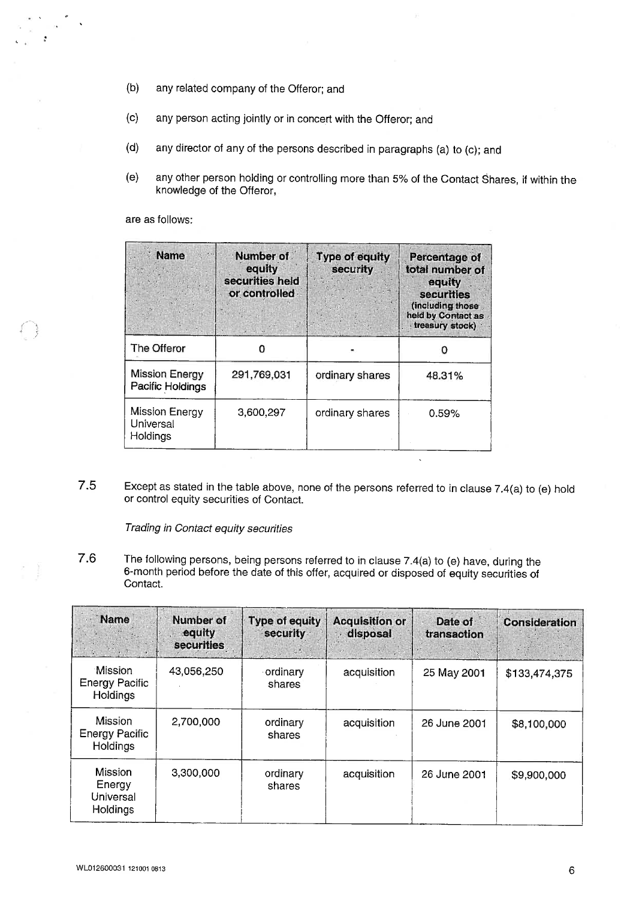(b) any related company of the Offeror; and

(c) any person acting jointly or in concert with the Offeror; and

(d) any director of any of the persons described in paragraphs (a) to (c); and

(e) any other person holding or controlling more than 5% of the Contact Shares, if within the knowledge of the Offeror,

are as follows:

| Name | Number of equity securities held or controlled | Type of equity security | Percentage of total number of equity securities (including those held by Contact as treasury stock) |
|---|---|---|---|
| The Offeror | 0 | - | 0 |
| Mission Energy Pacific Holdings | 291,769,031 | ordinary shares | 48.31% |
| Mission Energy Universal Holdings | 3,600,297 | ordinary shares | 0.59% |

7.5 Except as stated in the table above, none of the persons referred to in clause 7.4(a) to (e) hold or control equity securities of Contact.

*Trading in Contact equity securities*

7.6 The following persons, being persons referred to in clause 7.4(a) to (e) have, during the 6-month period before the date of this offer, acquired or disposed of equity securities of Contact.

| Name | Number of equity securities | Type of equity security | Acquisition or disposal | Date of transaction | Consideration |
|---|---|---|---|---|---|
| Mission Energy Pacific Holdings | 43,056,250 | ordinary shares | acquisition | 25 May 2001 | $133,474,375 |
| Mission Energy Pacific Holdings | 2,700,000 | ordinary shares | acquisition | 26 June 2001 | $8,100,000 |
| Mission Energy Universal Holdings | 3,300,000 | ordinary shares | acquisition | 26 June 2001 | $9,900,000 |

WL012600031 121001 0813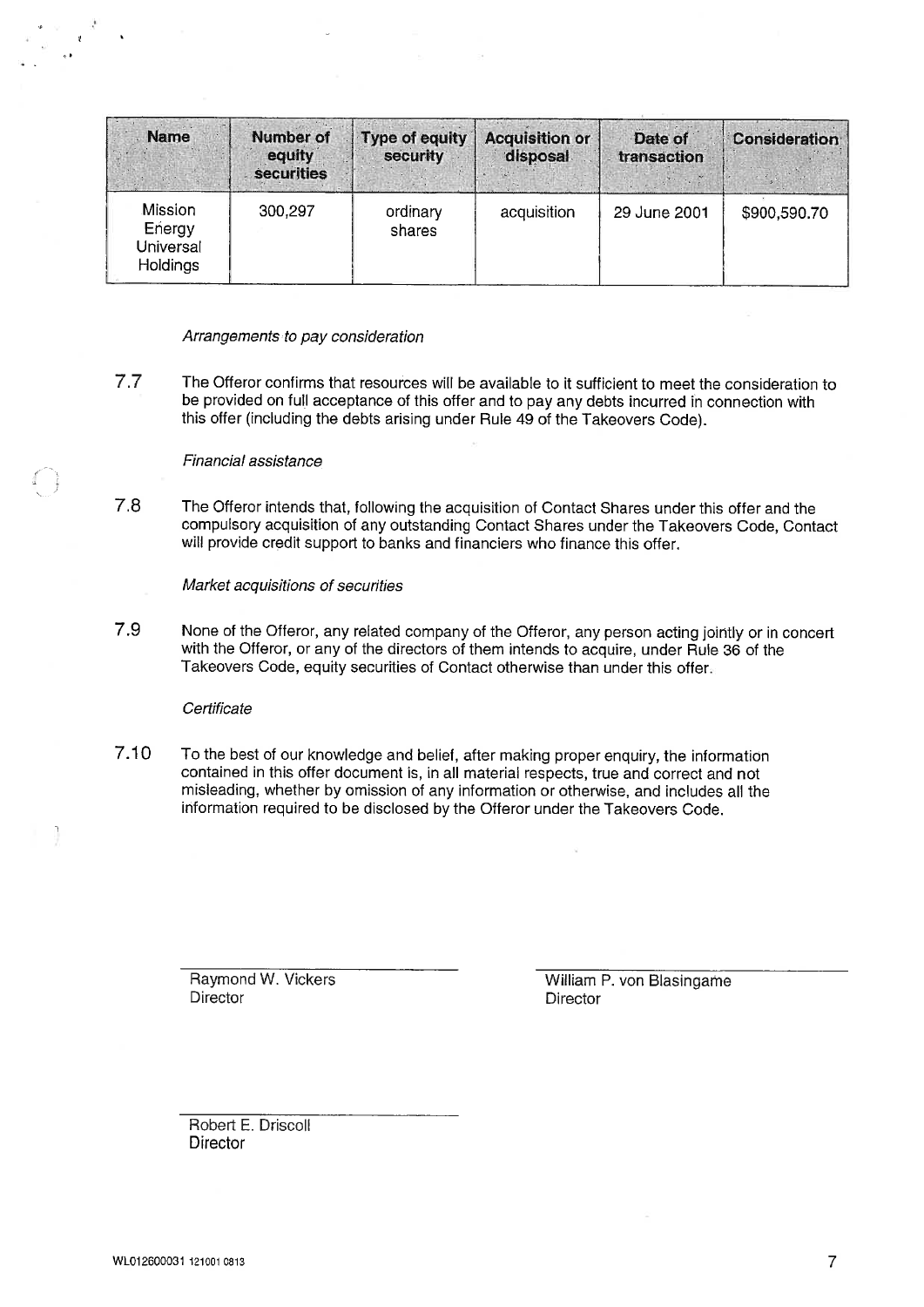| Name | Number of equity securities | Type of equity security | Acquisition or disposal | Date of transaction | Consideration |
|---|---|---|---|---|---|
| Mission Energy Universal Holdings | 300,297 | ordinary shares | acquisition | 29 June 2001 | $900,590.70 |

*Arrangements to pay consideration*

7.7 The Offeror confirms that resources will be available to it sufficient to meet the consideration to be provided on full acceptance of this offer and to pay any debts incurred in connection with this offer (including the debts arising under Rule 49 of the Takeovers Code).

*Financial assistance*

7.8 The Offeror intends that, following the acquisition of Contact Shares under this offer and the compulsory acquisition of any outstanding Contact Shares under the Takeovers Code, Contact will provide credit support to banks and financiers who finance this offer.

*Market acquisitions of securities*

7.9 None of the Offeror, any related company of the Offeror, any person acting jointly or in concert with the Offeror, or any of the directors of them intends to acquire, under Rule 36 of the Takeovers Code, equity securities of Contact otherwise than under this offer.

*Certificate*

7.10 To the best of our knowledge and belief, after making proper enquiry, the information contained in this offer document is, in all material respects, true and correct and not misleading, whether by omission of any information or otherwise, and includes all the information required to be disclosed by the Offeror under the Takeovers Code.

Raymond W. Vickers
Director

William P. von Blasingame
Director

Robert E. Driscoll
Director

WL012600031 121001 0813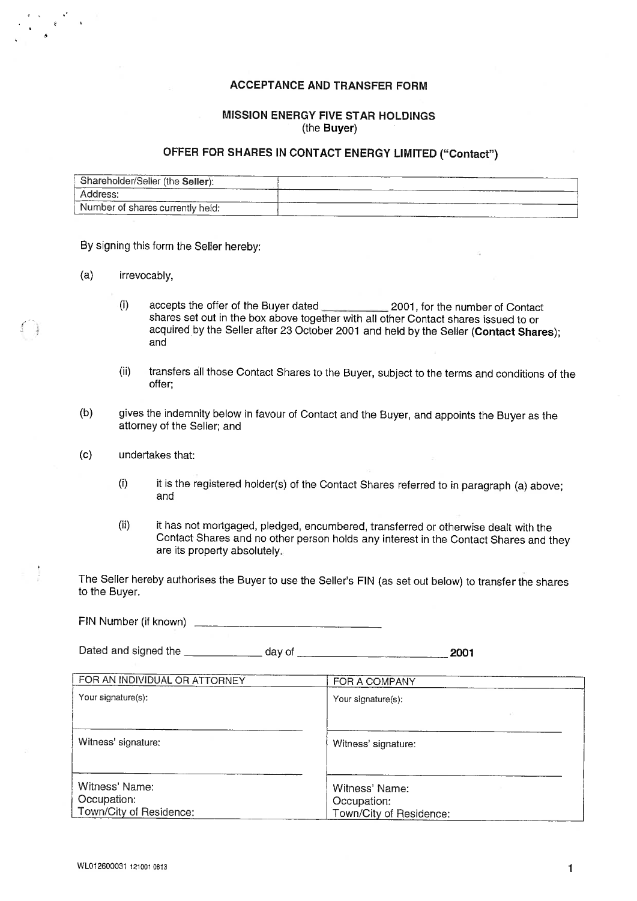# ACCEPTANCE AND TRANSFER FORM

## MISSION ENERGY FIVE STAR HOLDINGS
(the **Buyer**)

## OFFER FOR SHARES IN CONTACT ENERGY LIMITED ("Contact")

| Shareholder/Seller (the **Seller**): | |
|---|---|
| Address: | |
| Number of shares currently held: | |

By signing this form the Seller hereby:

(a) irrevocably,

(i) accepts the offer of the Buyer dated ___________ 2001, for the number of Contact shares set out in the box above together with all other Contact shares issued to or acquired by the Seller after 23 October 2001 and held by the Seller (**Contact Shares**); and

(ii) transfers all those Contact Shares to the Buyer, subject to the terms and conditions of the offer;

(b) gives the indemnity below in favour of Contact and the Buyer, and appoints the Buyer as the attorney of the Seller; and

(c) undertakes that:

(i) it is the registered holder(s) of the Contact Shares referred to in paragraph (a) above; and

(ii) it has not mortgaged, pledged, encumbered, transferred or otherwise dealt with the Contact Shares and no other person holds any interest in the Contact Shares and they are its property absolutely.

The Seller hereby authorises the Buyer to use the Seller's FIN (as set out below) to transfer the shares to the Buyer.

FIN Number (if known) ______________________________

Dated and signed the ____________ day of _______________________ **2001**

| FOR AN INDIVIDUAL OR ATTORNEY | FOR A COMPANY |
|---|---|
| Your signature(s): | Your signature(s): |
| Witness' signature: | Witness' signature: |
| Witness' Name:<br>Occupation:<br>Town/City of Residence: | Witness' Name:<br>Occupation:<br>Town/City of Residence: |

WL012600031 121001 0813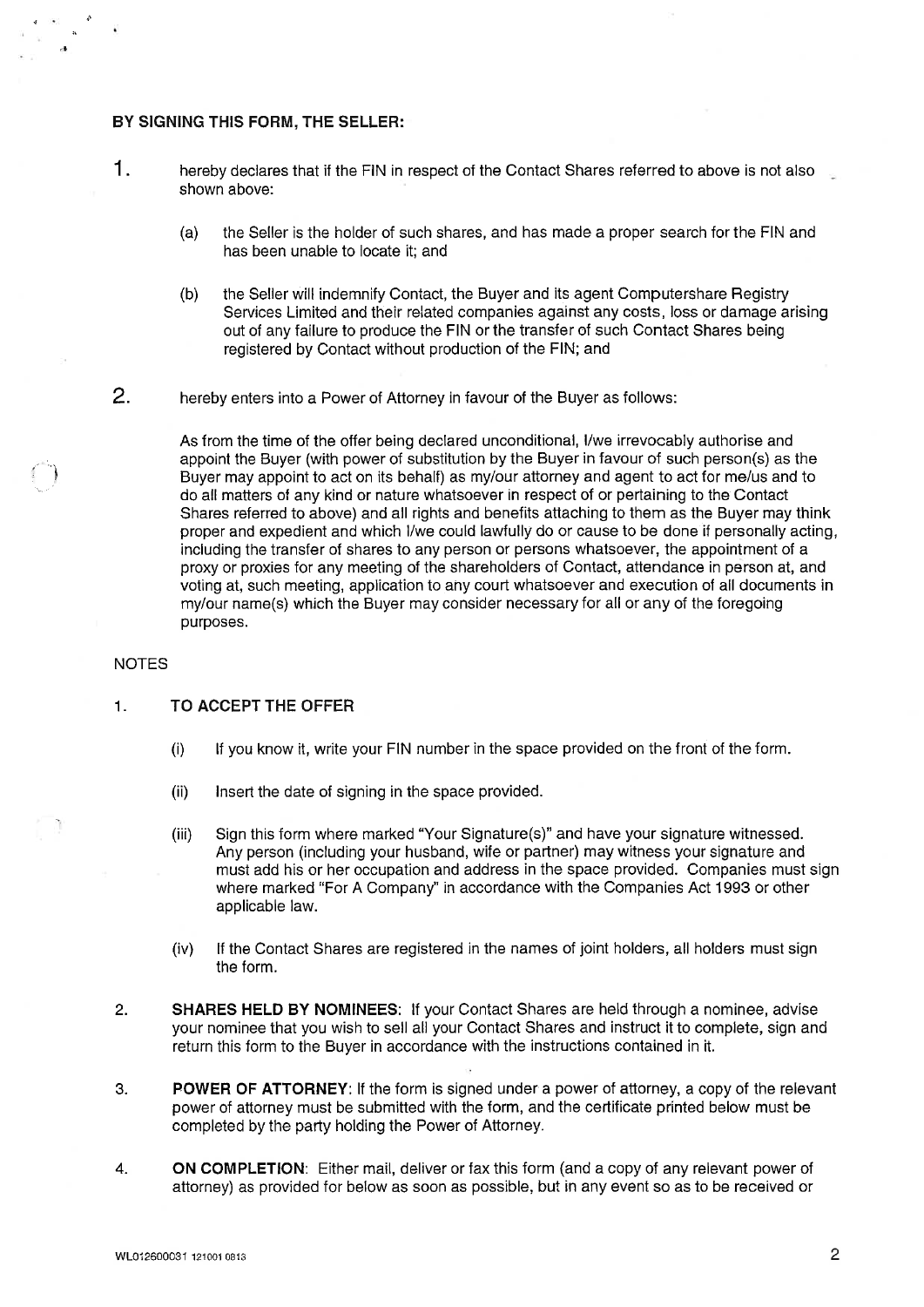**BY SIGNING THIS FORM, THE SELLER:**

1. hereby declares that if the FIN in respect of the Contact Shares referred to above is not also shown above:

   (a) the Seller is the holder of such shares, and has made a proper search for the FIN and has been unable to locate it; and

   (b) the Seller will indemnify Contact, the Buyer and its agent Computershare Registry Services Limited and their related companies against any costs, loss or damage arising out of any failure to produce the FIN or the transfer of such Contact Shares being registered by Contact without production of the FIN; and

2. hereby enters into a Power of Attorney in favour of the Buyer as follows:

   As from the time of the offer being declared unconditional, I/we irrevocably authorise and appoint the Buyer (with power of substitution by the Buyer in favour of such person(s) as the Buyer may appoint to act on its behalf) as my/our attorney and agent to act for me/us and to do all matters of any kind or nature whatsoever in respect of or pertaining to the Contact Shares referred to above) and all rights and benefits attaching to them as the Buyer may think proper and expedient and which I/we could lawfully do or cause to be done if personally acting, including the transfer of shares to any person or persons whatsoever, the appointment of a proxy or proxies for any meeting of the shareholders of Contact, attendance in person at, and voting at, such meeting, application to any court whatsoever and execution of all documents in my/our name(s) which the Buyer may consider necessary for all or any of the foregoing purposes.

NOTES

1. **TO ACCEPT THE OFFER**

   (i) If you know it, write your FIN number in the space provided on the front of the form.

   (ii) Insert the date of signing in the space provided.

   (iii) Sign this form where marked "Your Signature(s)" and have your signature witnessed. Any person (including your husband, wife or partner) may witness your signature and must add his or her occupation and address in the space provided. Companies must sign where marked "For A Company" in accordance with the Companies Act 1993 or other applicable law.

   (iv) If the Contact Shares are registered in the names of joint holders, all holders must sign the form.

2. **SHARES HELD BY NOMINEES**: If your Contact Shares are held through a nominee, advise your nominee that you wish to sell all your Contact Shares and instruct it to complete, sign and return this form to the Buyer in accordance with the instructions contained in it.

3. **POWER OF ATTORNEY**: If the form is signed under a power of attorney, a copy of the relevant power of attorney must be submitted with the form, and the certificate printed below must be completed by the party holding the Power of Attorney.

4. **ON COMPLETION**: Either mail, deliver or fax this form (and a copy of any relevant power of attorney) as provided for below as soon as possible, but in any event so as to be received or

WL012600031 121001 0813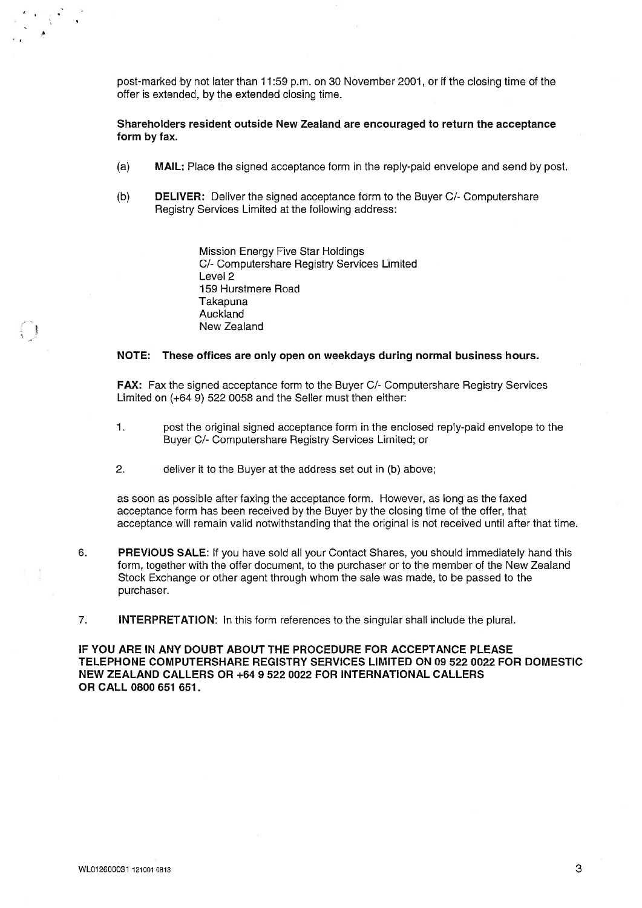post-marked by not later than 11:59 p.m. on 30 November 2001, or if the closing time of the offer is extended, by the extended closing time.

**Shareholders resident outside New Zealand are encouraged to return the acceptance form by fax.**

(a) **MAIL:** Place the signed acceptance form in the reply-paid envelope and send by post.

(b) **DELIVER:** Deliver the signed acceptance form to the Buyer C/- Computershare Registry Services Limited at the following address:

> Mission Energy Five Star Holdings
> C/- Computershare Registry Services Limited
> Level 2
> 159 Hurstmere Road
> Takapuna
> Auckland
> New Zealand

**NOTE: These offices are only open on weekdays during normal business hours.**

**FAX:** Fax the signed acceptance form to the Buyer C/- Computershare Registry Services Limited on (+64 9) 522 0058 and the Seller must then either:

1. post the original signed acceptance form in the enclosed reply-paid envelope to the Buyer C/- Computershare Registry Services Limited; or

2. deliver it to the Buyer at the address set out in (b) above;

as soon as possible after faxing the acceptance form. However, as long as the faxed acceptance form has been received by the Buyer by the closing time of the offer, that acceptance will remain valid notwithstanding that the original is not received until after that time.

6. **PREVIOUS SALE:** If you have sold all your Contact Shares, you should immediately hand this form, together with the offer document, to the purchaser or to the member of the New Zealand Stock Exchange or other agent through whom the sale was made, to be passed to the purchaser.

7. **INTERPRETATION:** In this form references to the singular shall include the plural.

**IF YOU ARE IN ANY DOUBT ABOUT THE PROCEDURE FOR ACCEPTANCE PLEASE TELEPHONE COMPUTERSHARE REGISTRY SERVICES LIMITED ON 09 522 0022 FOR DOMESTIC NEW ZEALAND CALLERS OR +64 9 522 0022 FOR INTERNATIONAL CALLERS OR CALL 0800 651 651.**

WL012600031 121001 0813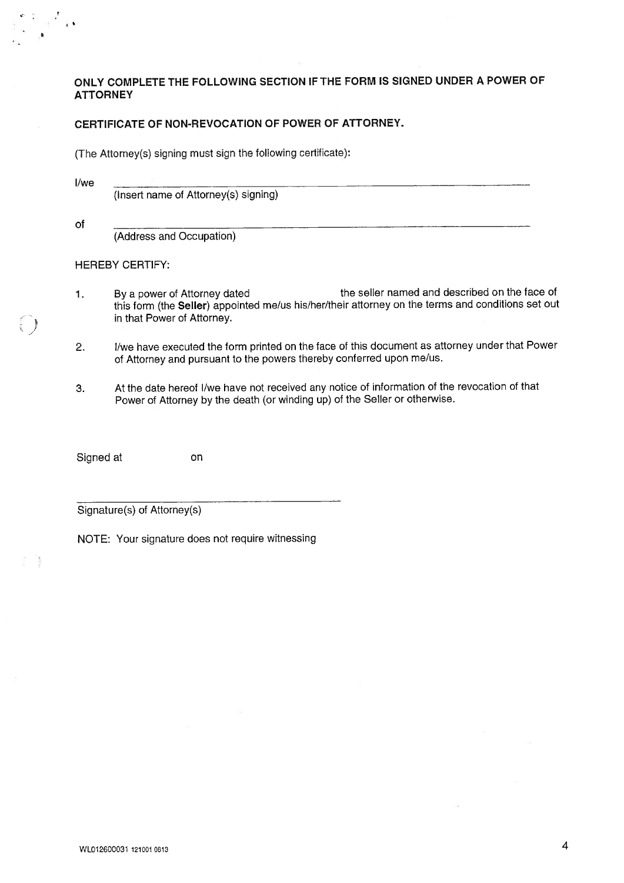**ONLY COMPLETE THE FOLLOWING SECTION IF THE FORM IS SIGNED UNDER A POWER OF ATTORNEY**

**CERTIFICATE OF NON-REVOCATION OF POWER OF ATTORNEY.**

(The Attorney(s) signing must sign the following certificate):

I/we \_\_\_\_\_\_\_\_\_\_\_\_\_\_\_\_\_\_\_\_\_\_\_\_\_\_\_\_\_\_\_\_\_\_\_\_\_\_\_\_\_\_\_\_\_\_\_\_
(Insert name of Attorney(s) signing)

of \_\_\_\_\_\_\_\_\_\_\_\_\_\_\_\_\_\_\_\_\_\_\_\_\_\_\_\_\_\_\_\_\_\_\_\_\_\_\_\_\_\_\_\_\_\_\_\_
(Address and Occupation)

HEREBY CERTIFY:

1. By a power of Attorney dated the seller named and described on the face of this form (the **Seller**) appointed me/us his/her/their attorney on the terms and conditions set out in that Power of Attorney.

2. I/we have executed the form printed on the face of this document as attorney under that Power of Attorney and pursuant to the powers thereby conferred upon me/us.

3. At the date hereof I/we have not received any notice of information of the revocation of that Power of Attorney by the death (or winding up) of the Seller or otherwise.

Signed at on

\_\_\_\_\_\_\_\_\_\_\_\_\_\_\_\_\_\_\_\_\_\_\_\_\_\_\_\_\_\_\_\_\_\_\_\_
Signature(s) of Attorney(s)

NOTE: Your signature does not require witnessing

WL012600031 121001 0813